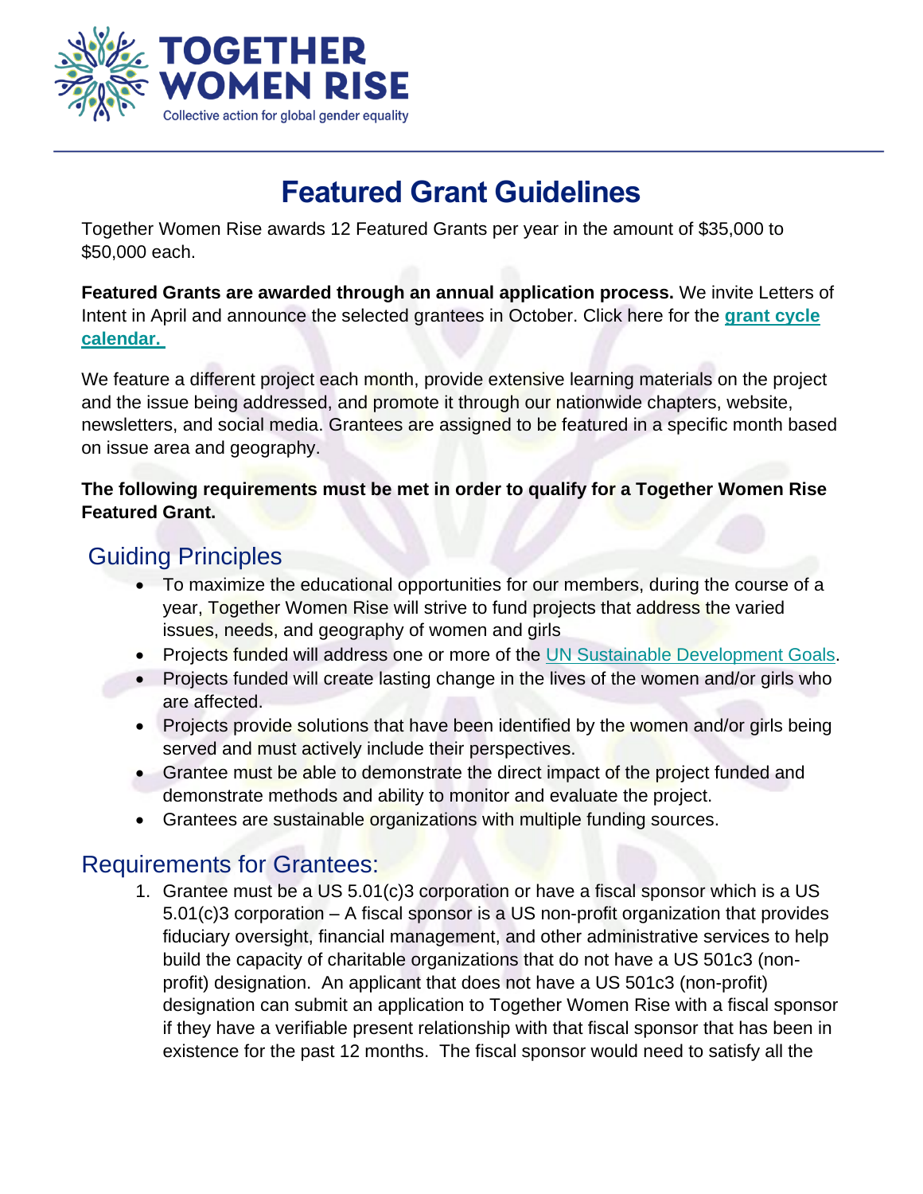# TOGETHER WOMEN RISE

Collective action for global gender equality

## Featured Grant Guidelines

Together Women Rise awards 12 Featured Grants per year in the amount of $35,000 to $50,000 each.

**Featured Grants are awarded through an annual application process.** We invite Letters of Intent in April and announce the selected grantees in October. Click here for the **grant cycle calendar.**

We feature a different project each month, provide extensive learning materials on the project and the issue being addressed, and promote it through our nationwide chapters, website, newsletters, and social media. Grantees are assigned to be featured in a specific month based on issue area and geography.

**The following requirements must be met in order to qualify for a Together Women Rise Featured Grant.**

### Guiding Principles

- To maximize the educational opportunities for our members, during the course of a year, Together Women Rise will strive to fund projects that address the varied issues, needs, and geography of women and girls
- Projects funded will address one or more of the UN Sustainable Development Goals.
- Projects funded will create lasting change in the lives of the women and/or girls who are affected.
- Projects provide solutions that have been identified by the women and/or girls being served and must actively include their perspectives.
- Grantee must be able to demonstrate the direct impact of the project funded and demonstrate methods and ability to monitor and evaluate the project.
- Grantees are sustainable organizations with multiple funding sources.

### Requirements for Grantees:

1. Grantee must be a US 5.01(c)3 corporation or have a fiscal sponsor which is a US 5.01(c)3 corporation – A fiscal sponsor is a US non-profit organization that provides fiduciary oversight, financial management, and other administrative services to help build the capacity of charitable organizations that do not have a US 501c3 (non-profit) designation. An applicant that does not have a US 501c3 (non-profit) designation can submit an application to Together Women Rise with a fiscal sponsor if they have a verifiable present relationship with that fiscal sponsor that has been in existence for the past 12 months. The fiscal sponsor would need to satisfy all the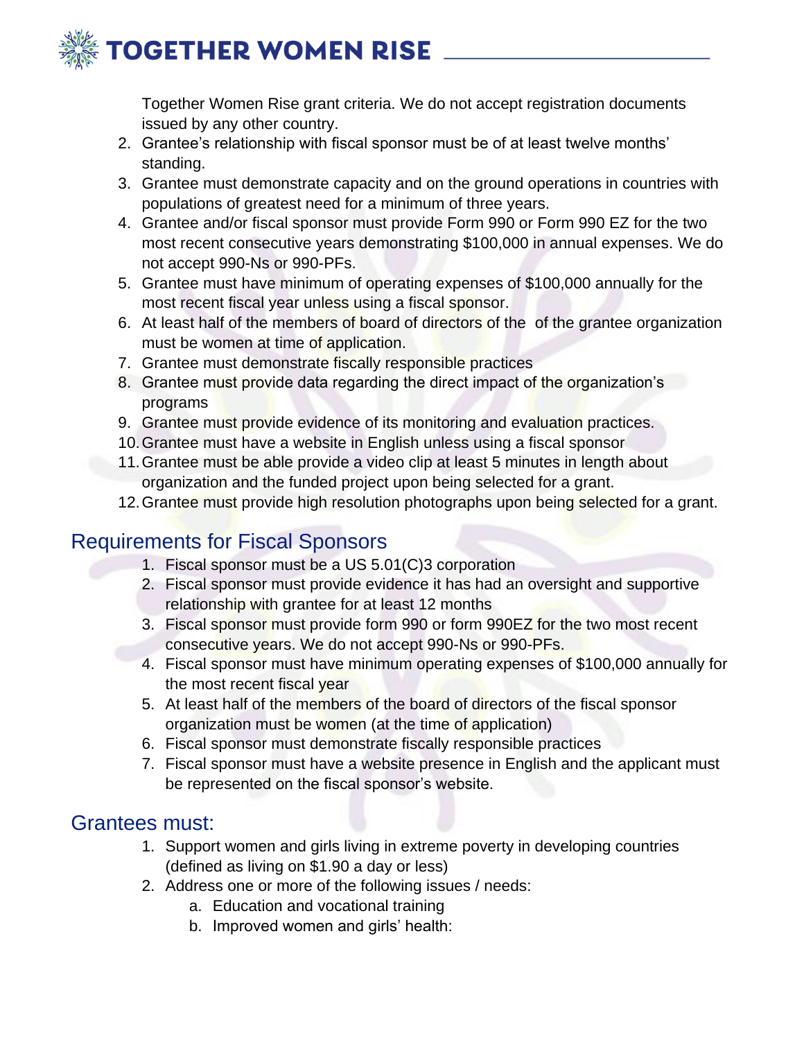Together Women Rise grant criteria. We do not accept registration documents issued by any other country.

2. Grantee's relationship with fiscal sponsor must be of at least twelve months' standing.
3. Grantee must demonstrate capacity and on the ground operations in countries with populations of greatest need for a minimum of three years.
4. Grantee and/or fiscal sponsor must provide Form 990 or Form 990 EZ for the two most recent consecutive years demonstrating $100,000 in annual expenses. We do not accept 990-Ns or 990-PFs.
5. Grantee must have minimum of operating expenses of $100,000 annually for the most recent fiscal year unless using a fiscal sponsor.
6. At least half of the members of board of directors of the  of the grantee organization must be women at time of application.
7. Grantee must demonstrate fiscally responsible practices
8. Grantee must provide data regarding the direct impact of the organization's programs
9. Grantee must provide evidence of its monitoring and evaluation practices.
10. Grantee must have a website in English unless using a fiscal sponsor
11. Grantee must be able provide a video clip at least 5 minutes in length about organization and the funded project upon being selected for a grant.
12. Grantee must provide high resolution photographs upon being selected for a grant.

## Requirements for Fiscal Sponsors

1. Fiscal sponsor must be a US 5.01(C)3 corporation
2. Fiscal sponsor must provide evidence it has had an oversight and supportive relationship with grantee for at least 12 months
3. Fiscal sponsor must provide form 990 or form 990EZ for the two most recent consecutive years. We do not accept 990-Ns or 990-PFs.
4. Fiscal sponsor must have minimum operating expenses of $100,000 annually for the most recent fiscal year
5. At least half of the members of the board of directors of the fiscal sponsor organization must be women (at the time of application)
6. Fiscal sponsor must demonstrate fiscally responsible practices
7. Fiscal sponsor must have a website presence in English and the applicant must be represented on the fiscal sponsor's website.

## Grantees must:

1. Support women and girls living in extreme poverty in developing countries (defined as living on $1.90 a day or less)
2. Address one or more of the following issues / needs:
   a. Education and vocational training
   b. Improved women and girls' health: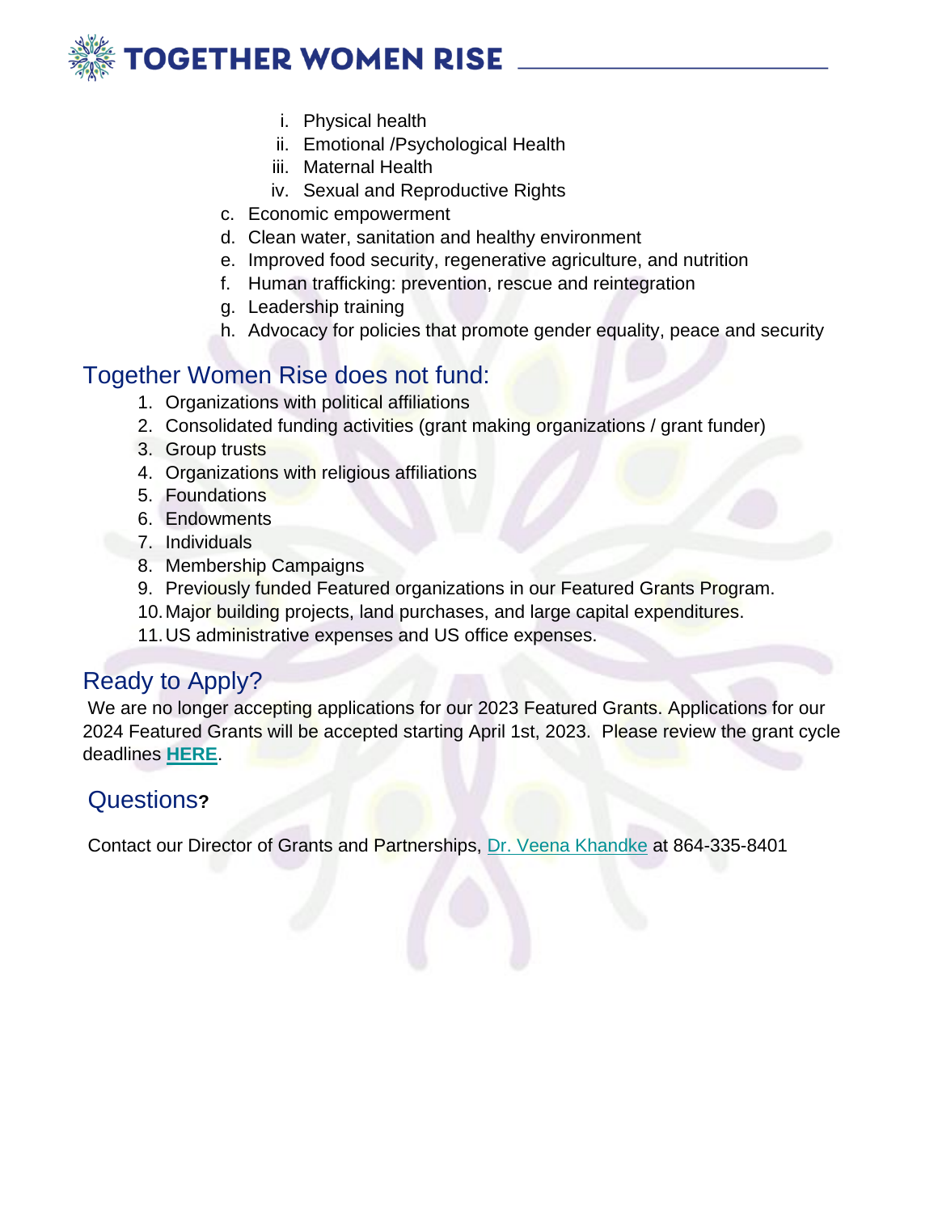i. Physical health
   ii. Emotional /Psychological Health
   iii. Maternal Health
   iv. Sexual and Reproductive Rights

c. Economic empowerment
d. Clean water, sanitation and healthy environment
e. Improved food security, regenerative agriculture, and nutrition
f. Human trafficking: prevention, rescue and reintegration
g. Leadership training
h. Advocacy for policies that promote gender equality, peace and security

## Together Women Rise does not fund:

1. Organizations with political affiliations
2. Consolidated funding activities (grant making organizations / grant funder)
3. Group trusts
4. Organizations with religious affiliations
5. Foundations
6. Endowments
7. Individuals
8. Membership Campaigns
9. Previously funded Featured organizations in our Featured Grants Program.
10. Major building projects, land purchases, and large capital expenditures.
11. US administrative expenses and US office expenses.

## Ready to Apply?

We are no longer accepting applications for our 2023 Featured Grants. Applications for our 2024 Featured Grants will be accepted starting April 1st, 2023. Please review the grant cycle deadlines **HERE**.

## Questions?

Contact our Director of Grants and Partnerships, Dr. Veena Khandke at 864-335-8401